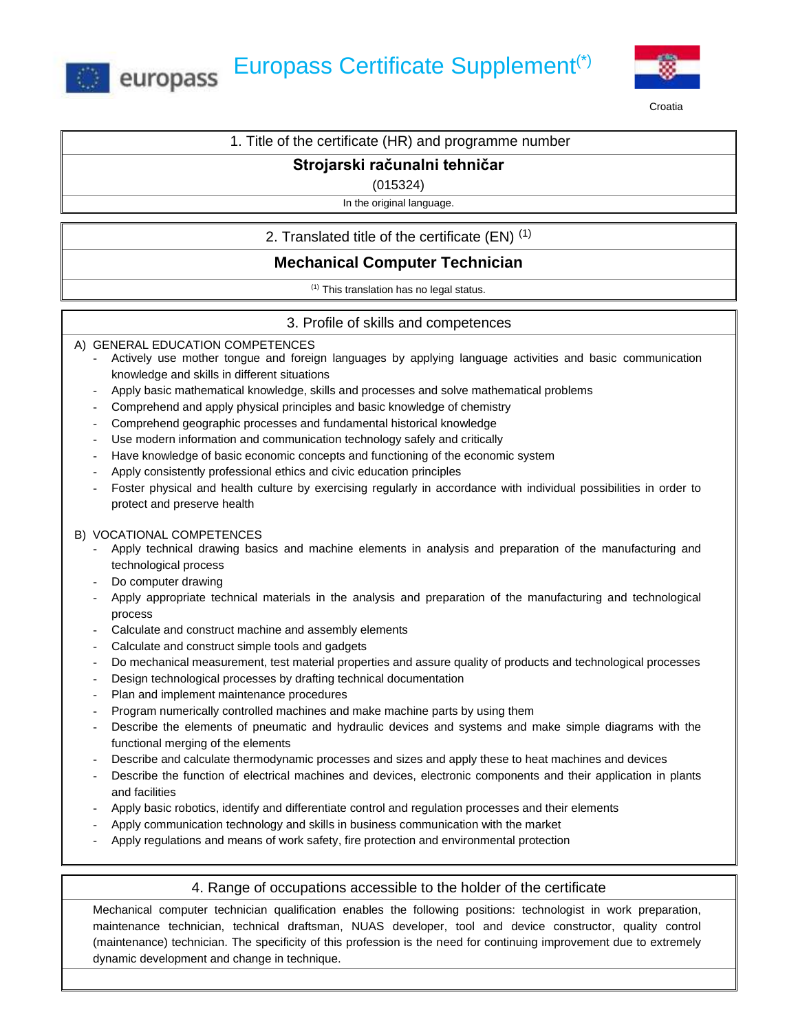# Europass Certificate Supplement(*)

Croatia

## 1. Title of the certificate (HR) and programme number

**Strojarski računalni tehničar**

(015324)

In the original language.

## 2. Translated title of the certificate (EN) (1)

**Mechanical Computer Technician**

(1) This translation has no legal status.

## 3. Profile of skills and competences

A) GENERAL EDUCATION COMPETENCES

- Actively use mother tongue and foreign languages by applying language activities and basic communication knowledge and skills in different situations
- Apply basic mathematical knowledge, skills and processes and solve mathematical problems
- Comprehend and apply physical principles and basic knowledge of chemistry
- Comprehend geographic processes and fundamental historical knowledge
- Use modern information and communication technology safely and critically
- Have knowledge of basic economic concepts and functioning of the economic system
- Apply consistently professional ethics and civic education principles
- Foster physical and health culture by exercising regularly in accordance with individual possibilities in order to protect and preserve health

B) VOCATIONAL COMPETENCES

- Apply technical drawing basics and machine elements in analysis and preparation of the manufacturing and technological process
- Do computer drawing
- Apply appropriate technical materials in the analysis and preparation of the manufacturing and technological process
- Calculate and construct machine and assembly elements
- Calculate and construct simple tools and gadgets
- Do mechanical measurement, test material properties and assure quality of products and technological processes
- Design technological processes by drafting technical documentation
- Plan and implement maintenance procedures
- Program numerically controlled machines and make machine parts by using them
- Describe the elements of pneumatic and hydraulic devices and systems and make simple diagrams with the functional merging of the elements
- Describe and calculate thermodynamic processes and sizes and apply these to heat machines and devices
- Describe the function of electrical machines and devices, electronic components and their application in plants and facilities
- Apply basic robotics, identify and differentiate control and regulation processes and their elements
- Apply communication technology and skills in business communication with the market
- Apply regulations and means of work safety, fire protection and environmental protection

## 4. Range of occupations accessible to the holder of the certificate

Mechanical computer technician qualification enables the following positions: technologist in work preparation, maintenance technician, technical draftsman, NUAS developer, tool and device constructor, quality control (maintenance) technician. The specificity of this profession is the need for continuing improvement due to extremely dynamic development and change in technique.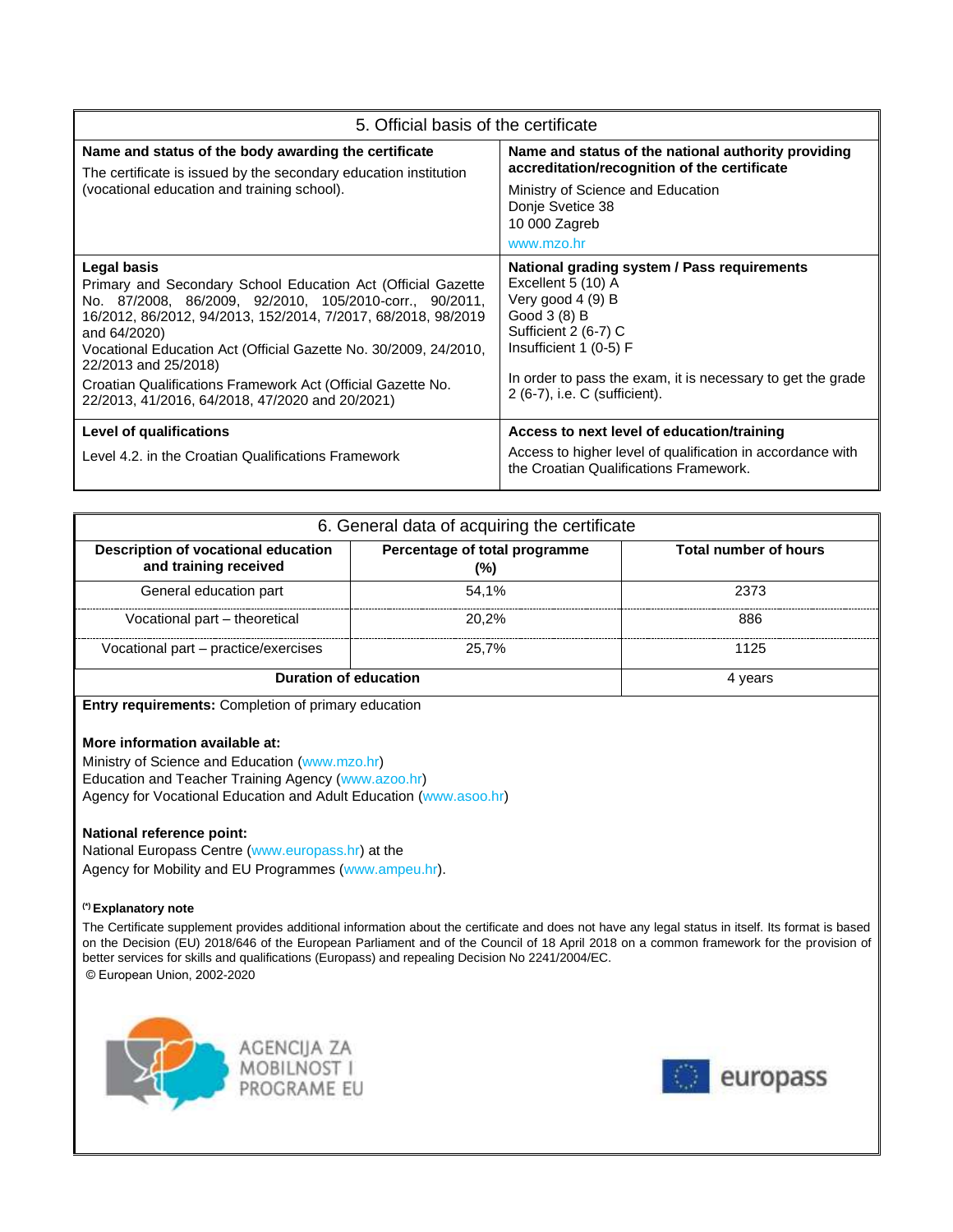## 5. Official basis of the certificate

| | |
|---|---|
| **Name and status of the body awarding the certificate**<br>The certificate is issued by the secondary education institution (vocational education and training school). | **Name and status of the national authority providing accreditation/recognition of the certificate**<br>Ministry of Science and Education<br>Donje Svetice 38<br>10 000 Zagreb<br>www.mzo.hr |
| **Legal basis**<br>Primary and Secondary School Education Act (Official Gazette No. 87/2008, 86/2009, 92/2010, 105/2010-corr., 90/2011, 16/2012, 86/2012, 94/2013, 152/2014, 7/2017, 68/2018, 98/2019 and 64/2020)<br>Vocational Education Act (Official Gazette No. 30/2009, 24/2010, 22/2013 and 25/2018)<br>Croatian Qualifications Framework Act (Official Gazette No. 22/2013, 41/2016, 64/2018, 47/2020 and 20/2021) | **National grading system / Pass requirements**<br>Excellent 5 (10) A<br>Very good 4 (9) B<br>Good 3 (8) B<br>Sufficient 2 (6-7) C<br>Insufficient 1 (0-5) F<br><br>In order to pass the exam, it is necessary to get the grade 2 (6-7), i.e. C (sufficient). |
| **Level of qualifications**<br>Level 4.2. in the Croatian Qualifications Framework | **Access to next level of education/training**<br>Access to higher level of qualification in accordance with the Croatian Qualifications Framework. |

## 6. General data of acquiring the certificate

| Description of vocational education and training received | Percentage of total programme (%) | Total number of hours |
|---|---|---|
| General education part | 54,1% | 2373 |
| Vocational part – theoretical | 20,2% | 886 |
| Vocational part – practice/exercises | 25,7% | 1125 |
| **Duration of education** | | 4 years |

**Entry requirements:** Completion of primary education

**More information available at:**
Ministry of Science and Education (www.mzo.hr)
Education and Teacher Training Agency (www.azoo.hr)
Agency for Vocational Education and Adult Education (www.asoo.hr)

**National reference point:**
National Europass Centre (www.europass.hr) at the
Agency for Mobility and EU Programmes (www.ampeu.hr).

**(*) Explanatory note**

The Certificate supplement provides additional information about the certificate and does not have any legal status in itself. Its format is based on the Decision (EU) 2018/646 of the European Parliament and of the Council of 18 April 2018 on a common framework for the provision of better services for skills and qualifications (Europass) and repealing Decision No 2241/2004/EC.
© European Union, 2002-2020

AGENCIJA ZA MOBILNOST I PROGRAME EU

europass